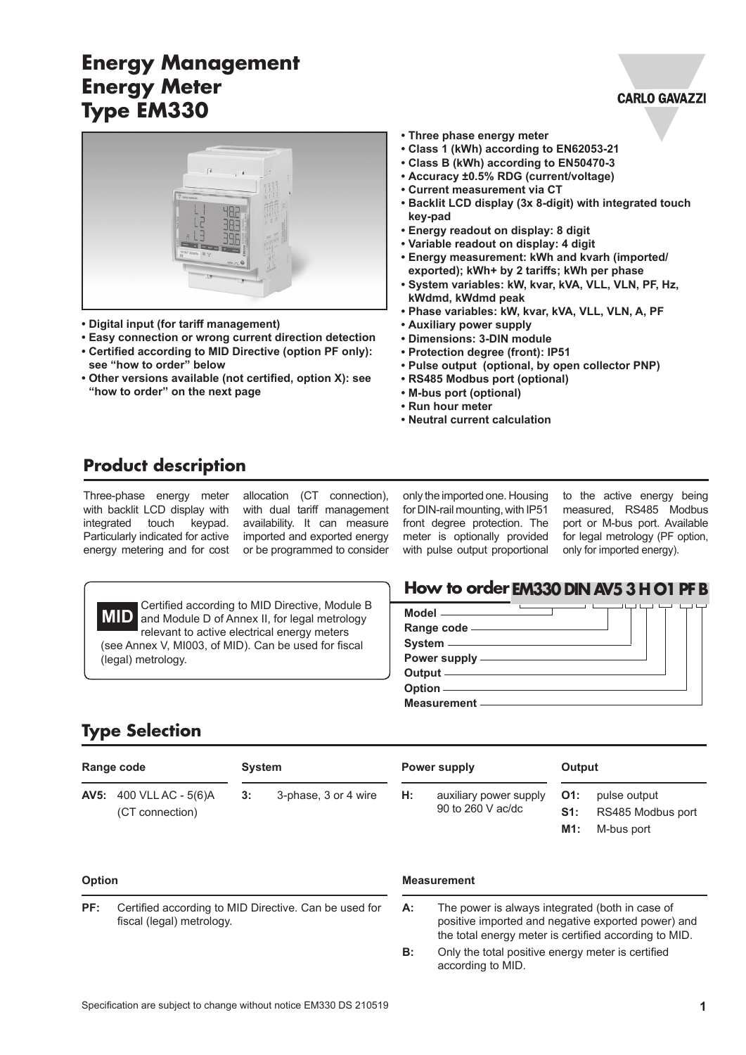# Energy Management
# Energy Meter
# Type EM330

CARLO GAVAZZI

- Digital input (for tariff management)
- Easy connection or wrong current direction detection
- Certified according to MID Directive (option PF only): see "how to order" below
- Other versions available (not certified, option X): see "how to order" on the next page

- Three phase energy meter
- Class 1 (kWh) according to EN62053-21
- Class B (kWh) according to EN50470-3
- Accuracy ±0.5% RDG (current/voltage)
- Current measurement via CT
- Backlit LCD display (3x 8-digit) with integrated touch key-pad
- Energy readout on display: 8 digit
- Variable readout on display: 4 digit
- Energy measurement: kWh and kvarh (imported/exported); kWh+ by 2 tariffs; kWh per phase
- System variables: kW, kvar, kVA, VLL, VLN, PF, Hz, kWdmd, kWdmd peak
- Phase variables: kW, kvar, kVA, VLL, VLN, A, PF
- Auxiliary power supply
- Dimensions: 3-DIN module
- Protection degree (front): IP51
- Pulse output (optional, by open collector PNP)
- RS485 Modbus port (optional)
- M-bus port (optional)
- Run hour meter
- Neutral current calculation

## Product description

Three-phase energy meter with backlit LCD display with integrated touch keypad. Particularly indicated for active energy metering and for cost allocation (CT connection), with dual tariff management availability. It can measure imported and exported energy or be programmed to consider only the imported one. Housing for DIN-rail mounting, with IP51 front degree protection. The meter is optionally provided with pulse output proportional to the active energy being measured, RS485 Modbus port or M-bus port. Available for legal metrology (PF option, only for imported energy).

**MID** Certified according to MID Directive, Module B and Module D of Annex II, for legal metrology relevant to active electrical energy meters (see Annex V, MI003, of MID). Can be used for fiscal (legal) metrology.

## How to order EM330 DIN AV5 3 H O1 PF B

- Model
- Range code
- System
- Power supply
- Output
- Option
- Measurement

## Type Selection

| Range code | | System | | Power supply | | Output | |
|---|---|---|---|---|---|---|---|
| **AV5:** | 400 VLL AC - 5(6)A (CT connection) | **3:** | 3-phase, 3 or 4 wire | **H:** | auxiliary power supply 90 to 260 V ac/dc | **O1:** | pulse output |
| | | | | | | **S1:** | RS485 Modbus port |
| | | | | | | **M1:** | M-bus port |

| Option | |
|---|---|
| **PF:** | Certified according to MID Directive. Can be used for fiscal (legal) metrology. |

| Measurement | |
|---|---|
| **A:** | The power is always integrated (both in case of positive imported and negative exported power) and the total energy meter is certified according to MID. |
| **B:** | Only the total positive energy meter is certified according to MID. |

Specification are subject to change without notice EM330 DS 210519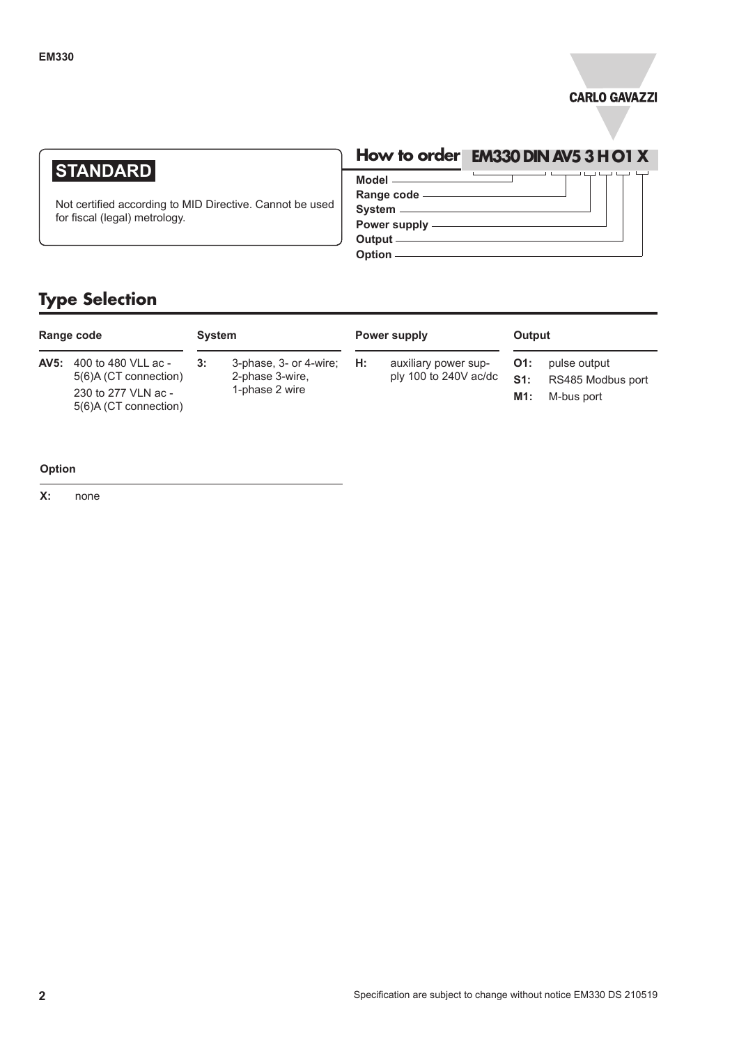## STANDARD

Not certified according to MID Directive. Cannot be used for fiscal (legal) metrology.

## How to order EM330 DIN AV5 3 H O1 X

- Model
- Range code
- System
- Power supply
- Output
- Option

## Type Selection

**Range code**

**AV5:** 400 to 480 VLL ac - 5(6)A (CT connection)
230 to 277 VLN ac - 5(6)A (CT connection)

**System**

**3:** 3-phase, 3- or 4-wire; 2-phase 3-wire, 1-phase 2 wire

**Power supply**

**H:** auxiliary power supply 100 to 240V ac/dc

**Output**

**O1:** pulse output
**S1:** RS485 Modbus port
**M1:** M-bus port

**Option**

**X:** none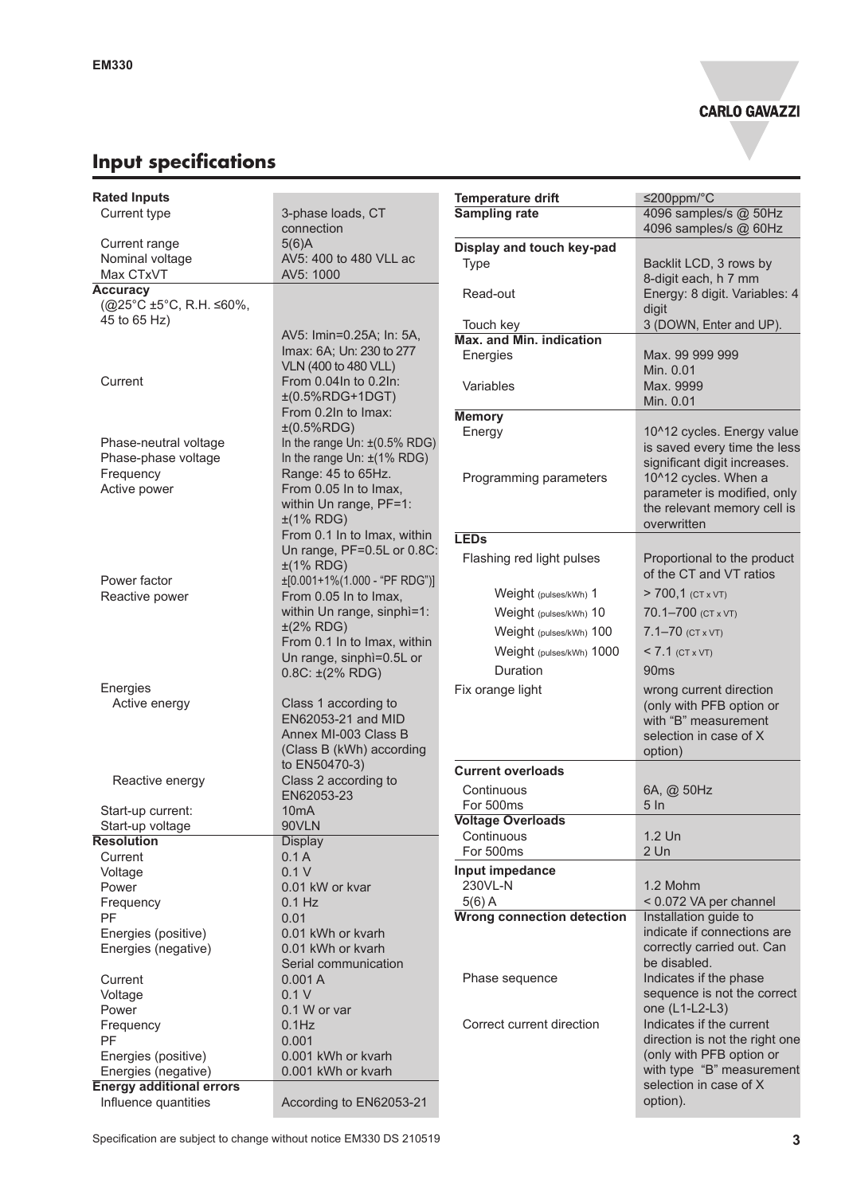## Input specifications

| | |
|---|---|
| **Rated Inputs** | |
| Current type | 3-phase loads, CT connection |
| Current range | 5(6)A |
| Nominal voltage | AV5: 400 to 480 VLL ac |
| Max CTxVT | AV5: 1000 |
| **Accuracy** (@25°C ±5°C, R.H. ≤60%, 45 to 65 Hz) | AV5: Imin=0.25A; In: 5A, Imax: 6A; Un: 230 to 277 VLN (400 to 480 VLL) |
| Current | From 0.04In to 0.2In: ±(0.5%RDG+1DGT) From 0.2In to Imax: ±(0.5%RDG) |
| Phase-neutral voltage | In the range Un: ±(0.5% RDG) |
| Phase-phase voltage | In the range Un: ±(1% RDG) |
| Frequency | Range: 45 to 65Hz. |
| Active power | From 0.05 In to Imax, within Un range, PF=1: ±(1% RDG) From 0.1 In to Imax, within Un range, PF=0.5L or 0.8C: ±(1% RDG) |
| Power factor | ±[0.001+1%(1.000 - "PF RDG")] |
| Reactive power | From 0.05 In to Imax, within Un range, sinphi=1: ±(2% RDG) From 0.1 In to Imax, within Un range, sinphi=0.5L or 0.8C: ±(2% RDG) |
| Energies | |
| Active energy | Class 1 according to EN62053-21 and MID Annex MI-003 Class B (Class B (kWh) according to EN50470-3) |
| Reactive energy | Class 2 according to EN62053-23 |
| Start-up current: | 10mA |
| Start-up voltage | 90VLN |
| **Resolution** | Display |
| Current | 0.1 A |
| Voltage | 0.1 V |
| Power | 0.01 kW or kvar |
| Frequency | 0.1 Hz |
| PF | 0.01 |
| Energies (positive) | 0.01 kWh or kvarh |
| Energies (negative) | 0.01 kWh or kvarh |
| | Serial communication |
| Current | 0.001 A |
| Voltage | 0.1 V |
| Power | 0.1 W or var |
| Frequency | 0.1Hz |
| PF | 0.001 |
| Energies (positive) | 0.001 kWh or kvarh |
| Energies (negative) | 0.001 kWh or kvarh |
| **Energy additional errors** | |
| Influence quantities | According to EN62053-21 |

| | |
|---|---|
| **Temperature drift** | ≤200ppm/°C |
| **Sampling rate** | 4096 samples/s @ 50Hz 4096 samples/s @ 60Hz |
| **Display and touch key-pad** | |
| Type | Backlit LCD, 3 rows by 8-digit each, h 7 mm |
| Read-out | Energy: 8 digit. Variables: 4 digit |
| Touch key | 3 (DOWN, Enter and UP). |
| **Max. and Min. indication** | |
| Energies | Max. 99 999 999 Min. 0.01 |
| Variables | Max. 9999 Min. 0.01 |
| **Memory** | |
| Energy | 10^12 cycles. Energy value is saved every time the less significant digit increases. |
| Programming parameters | 10^12 cycles. When a parameter is modified, only the relevant memory cell is overwritten |
| **LEDs** | |
| Flashing red light pulses | Proportional to the product of the CT and VT ratios |
| Weight (pulses/kWh) 1 | > 700,1 (CT x VT) |
| Weight (pulses/kWh) 10 | 70.1–700 (CT x VT) |
| Weight (pulses/kWh) 100 | 7.1–70 (CT x VT) |
| Weight (pulses/kWh) 1000 | < 7.1 (CT x VT) |
| Duration | 90ms |
| Fix orange light | wrong current direction (only with PFB option or with "B" measurement selection in case of X option) |
| **Current overloads** | |
| Continuous | 6A, @ 50Hz |
| For 500ms | 5 In |
| **Voltage Overloads** | |
| Continuous | 1.2 Un |
| For 500ms | 2 Un |
| **Input impedance** | |
| 230VL-N | 1.2 Mohm |
| 5(6) A | < 0.072 VA per channel |
| **Wrong connection detection** | Installation guide to indicate if connections are correctly carried out. Can be disabled. |
| Phase sequence | Indicates if the phase sequence is not the correct one (L1-L2-L3) |
| Correct current direction | Indicates if the current direction is not the right one (only with PFB option or with type "B" measurement selection in case of X option). |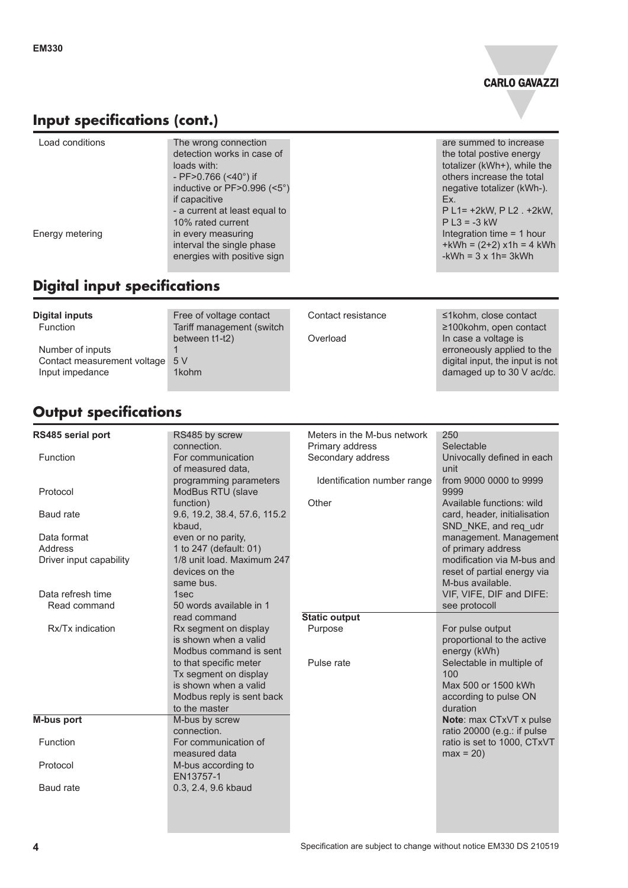## Input specifications (cont.)

| | | | |
|---|---|---|---|
| Load conditions | The wrong connection detection works in case of loads with: - PF>0.766 (<40°) if inductive or PF>0.996 (<5°) if capacitive - a current at least equal to 10% rated current | | |
| Energy metering | in every measuring interval the single phase energies with positive sign | | are summed to increase the total postive energy totalizer (kWh+), while the others increase the total negative totalizer (kWh-). Ex. P L1= +2kW, P L2 . +2kW, P L3 = -3 kW Integration time = 1 hour +kWh = (2+2) x1h = 4 kWh -kWh = 3 x 1h= 3kWh |

## Digital input specifications

| | | | |
|---|---|---|---|
| **Digital inputs** | Free of voltage contact | Contact resistance | ≤1kohm, close contact ≥100kohm, open contact |
| Function | Tariff management (switch between t1-t2) | Overload | In case a voltage is erroneously applied to the digital input, the input is not damaged up to 30 V ac/dc. |
| Number of inputs | 1 | | |
| Contact measurement voltage | 5 V | | |
| Input impedance | 1kohm | | |

## Output specifications

| | |
|---|---|
| **RS485 serial port** | RS485 by screw connection. |
| Function | For communication of measured data, programming parameters |
| Protocol | ModBus RTU (slave function) |
| Baud rate | 9.6, 19.2, 38.4, 57.6, 115.2 kbaud, |
| Data format | even or no parity, |
| Address | 1 to 247 (default: 01) |
| Driver input capability | 1/8 unit load. Maximum 247 devices on the same bus. |
| Data refresh time | 1sec |
| Read command | 50 words available in 1 read command |
| Rx/Tx indication | Rx segment on display is shown when a valid Modbus command is sent to that specific meter Tx segment on display is shown when a valid Modbus reply is sent back to the master |
| **M-bus port** | M-bus by screw connection. |
| Function | For communication of measured data |
| Protocol | M-bus according to EN13757-1 |
| Baud rate | 0.3, 2.4, 9.6 kbaud |
| Meters in the M-bus network | 250 |
| Primary address | Selectable |
| Secondary address | Univocally defined in each unit |
| Identification number range | from 9000 0000 to 9999 9999 |
| Other | Available functions: wild card, header, initialisation SND_NKE, and req_udr management. Management of primary address modification via M-bus and reset of partial energy via M-bus available. VIF, VIFE, DIF and DIFE: see protocoll |
| **Static output** | |
| Purpose | For pulse output proportional to the active energy (kWh) |
| Pulse rate | Selectable in multiple of 100 Max 500 or 1500 kWh according to pulse ON duration **Note**: max CTxVT x pulse ratio 20000 (e.g.: if pulse ratio is set to 1000, CTxVT max = 20) |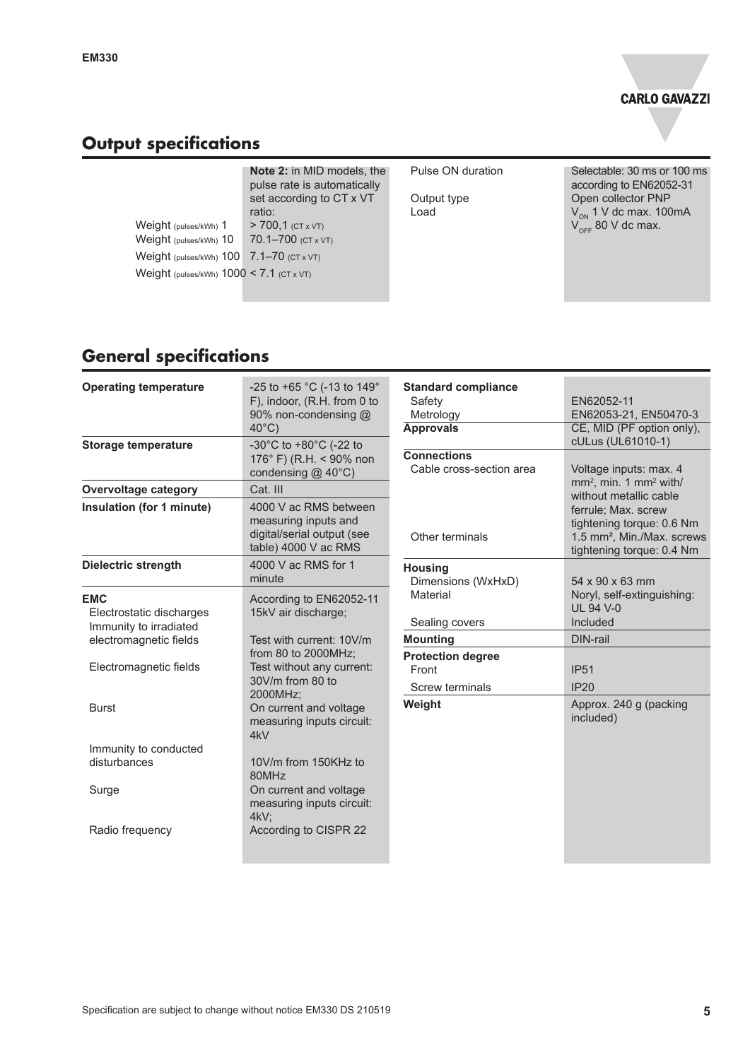## Output specifications

| | | | |
|---|---|---|---|
| | **Note 2:** in MID models, the pulse rate is automatically set according to CT x VT ratio: | Pulse ON duration | Selectable: 30 ms or 100 ms according to EN62052-31 |
| Weight (pulses/kWh) 1 | > 700,1 (CT x VT) | Output type | Open collector PNP |
| Weight (pulses/kWh) 10 | 70.1–700 (CT x VT) | Load | $V_{ON}$ 1 V dc max. 100mA<br>$V_{OFF}$ 80 V dc max. |
| Weight (pulses/kWh) 100 | 7.1–70 (CT x VT) | | |
| Weight (pulses/kWh) 1000 | < 7.1 (CT x VT) | | |

## General specifications

| | |
|---|---|
| **Operating temperature** | -25 to +65 °C (-13 to 149° F), indoor, (R.H. from 0 to 90% non-condensing @ 40°C) |
| **Storage temperature** | -30°C to +80°C (-22 to 176° F) (R.H. < 90% non condensing @ 40°C) |
| **Overvoltage category** | Cat. III |
| **Insulation (for 1 minute)** | 4000 V ac RMS between measuring inputs and digital/serial output (see table) 4000 V ac RMS |
| **Dielectric strength** | 4000 V ac RMS for 1 minute |
| **EMC** | According to EN62052-11 |
| Electrostatic discharges | 15kV air discharge; |
| Immunity to irradiated electromagnetic fields | Test with current: 10V/m from 80 to 2000MHz; |
| Electromagnetic fields | Test without any current: 30V/m from 80 to 2000MHz; |
| Burst | On current and voltage measuring inputs circuit: 4kV |
| Immunity to conducted disturbances | 10V/m from 150KHz to 80MHz |
| Surge | On current and voltage measuring inputs circuit: 4kV; |
| Radio frequency | According to CISPR 22 |

| | |
|---|---|
| **Standard compliance** | |
| Safety | EN62052-11 |
| Metrology | EN62053-21, EN50470-3 |
| **Approvals** | CE, MID (PF option only), cULus (UL61010-1) |
| **Connections** | |
| Cable cross-section area | Voltage inputs: max. 4 mm², min. 1 mm² with/ without metallic cable ferrule; Max. screw tightening torque: 0.6 Nm |
| Other terminals | 1.5 mm², Min./Max. screws tightening torque: 0.4 Nm |
| **Housing** | |
| Dimensions (WxHxD) | 54 x 90 x 63 mm |
| Material | Noryl, self-extinguishing: UL 94 V-0 |
| Sealing covers | Included |
| **Mounting** | DIN-rail |
| **Protection degree** | |
| Front | IP51 |
| Screw terminals | IP20 |
| **Weight** | Approx. 240 g (packing included) |

Specification are subject to change without notice EM330 DS 210519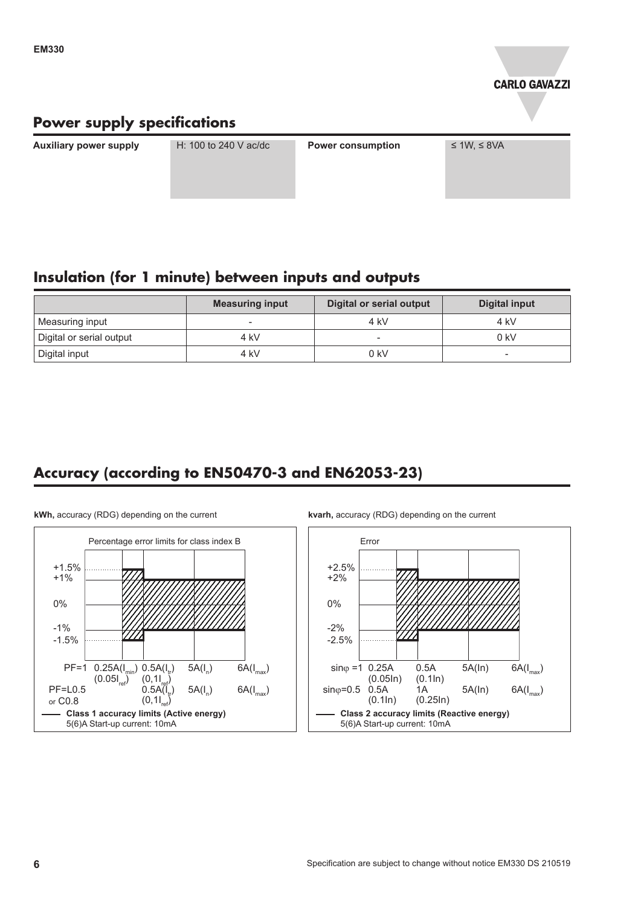## Power supply specifications

| Auxiliary power supply | H: 100 to 240 V ac/dc | Power consumption | ≤ 1W, ≤ 8VA |
|---|---|---|---|

## Insulation (for 1 minute) between inputs and outputs

| | Measuring input | Digital or serial output | Digital input |
|---|---|---|---|
| Measuring input | - | 4 kV | 4 kV |
| Digital or serial output | 4 kV | - | 0 kV |
| Digital input | 4 kV | 0 kV | - |

## Accuracy (according to EN50470-3 and EN62053-23)

**kWh,** accuracy (RDG) depending on the current

Percentage error limits for class index B

+1.5%
+1%
0%
-1%
-1.5%

PF=1 0.25A($I_{min}$) ($0.05I_{ref}$) 0.5A($I_{tr}$) ($0,1I_{ref}$) 5A($I_n$) 6A($I_{max}$)

PF=L0.5 or C0.8 0.5A($I_{tr}$) ($0,1I_{ref}$) 5A($I_n$) 6A($I_{max}$)

**Class 1 accuracy limits (Active energy)**
5(6)A Start-up current: 10mA

**kvarh,** accuracy (RDG) depending on the current

Error

+2.5%
+2%
0%
-2%
-2.5%

sinφ =1 0.25A (0.05In) 0.5A (0.1In) 5A(In) 6A($I_{max}$)

sinφ=0.5 0.5A (0.1In) 1A (0.25In) 5A(In) 6A($I_{max}$)

**Class 2 accuracy limits (Reactive energy)**
5(6)A Start-up current: 10mA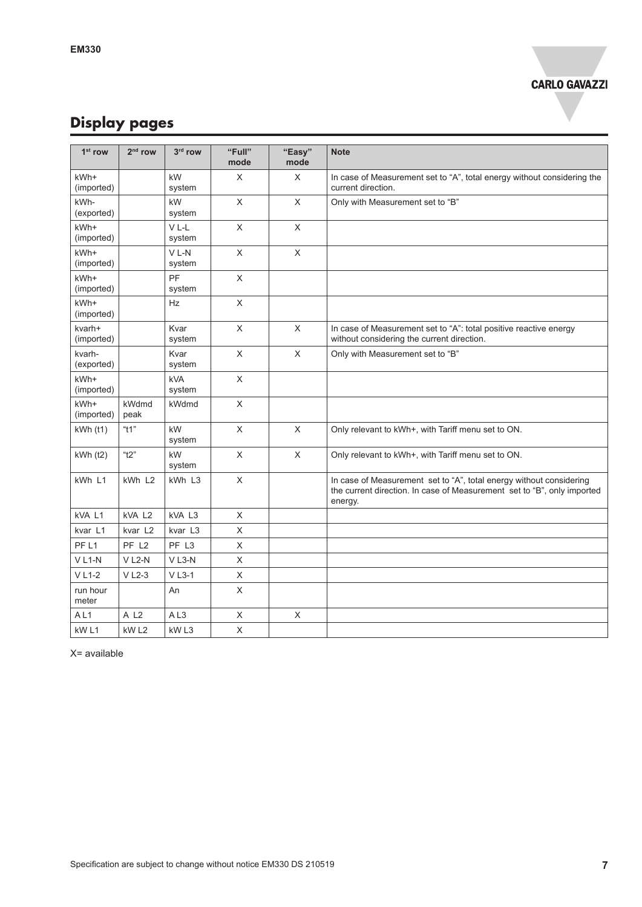## Display pages

| 1st row | 2nd row | 3rd row | "Full" mode | "Easy" mode | Note |
|---|---|---|---|---|---|
| kWh+ (imported) | | kW system | X | X | In case of Measurement set to "A", total energy without considering the current direction. |
| kWh- (exported) | | kW system | X | X | Only with Measurement set to "B" |
| kWh+ (imported) | | V L-L system | X | X | |
| kWh+ (imported) | | V L-N system | X | X | |
| kWh+ (imported) | | PF system | X | | |
| kWh+ (imported) | | Hz | X | | |
| kvarh+ (imported) | | Kvar system | X | X | In case of Measurement set to "A": total positive reactive energy without considering the current direction. |
| kvarh- (exported) | | Kvar system | X | X | Only with Measurement set to "B" |
| kWh+ (imported) | | kVA system | X | | |
| kWh+ (imported) | kWdmd peak | kWdmd | X | | |
| kWh (t1) | "t1" | kW system | X | X | Only relevant to kWh+, with Tariff menu set to ON. |
| kWh (t2) | "t2" | kW system | X | X | Only relevant to kWh+, with Tariff menu set to ON. |
| kWh L1 | kWh L2 | kWh L3 | X | | In case of Measurement set to "A", total energy without considering the current direction. In case of Measurement set to "B", only imported energy. |
| kVA L1 | kVA L2 | kVA L3 | X | | |
| kvar L1 | kvar L2 | kvar L3 | X | | |
| PF L1 | PF L2 | PF L3 | X | | |
| V L1-N | V L2-N | V L3-N | X | | |
| V L1-2 | V L2-3 | V L3-1 | X | | |
| run hour meter | | An | X | | |
| A L1 | A L2 | A L3 | X | X | |
| kW L1 | kW L2 | kW L3 | X | | |

X= available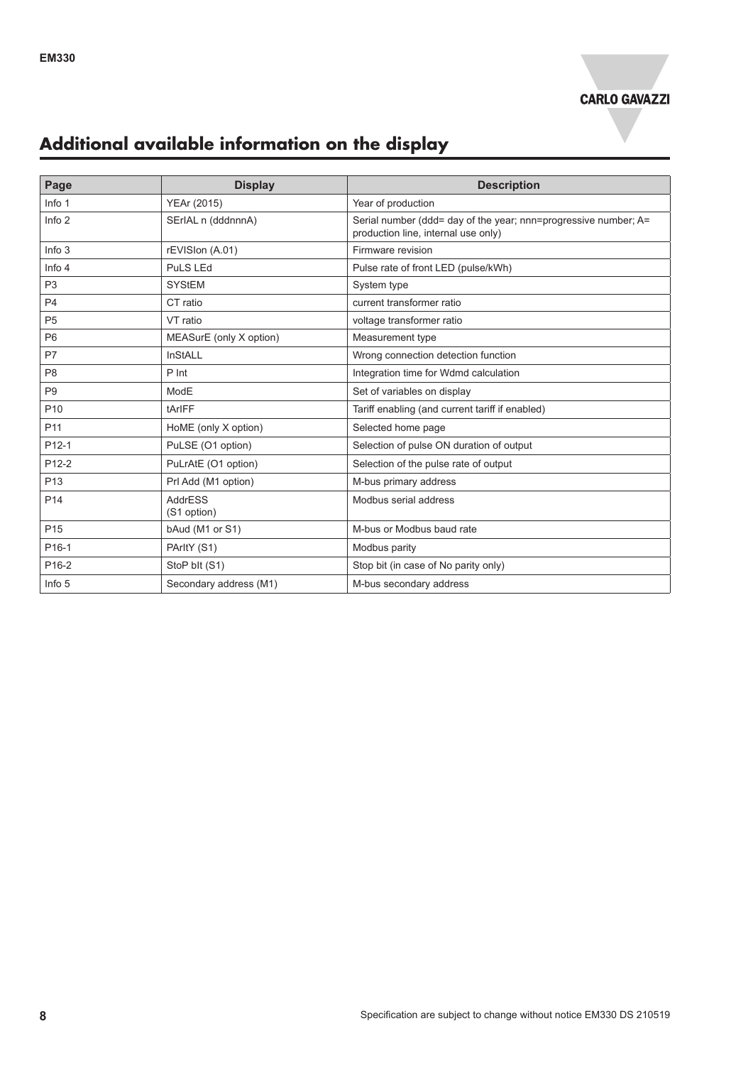## Additional available information on the display

| Page | Display | Description |
|---|---|---|
| Info 1 | YEAr (2015) | Year of production |
| Info 2 | SErIAL n (dddnnnA) | Serial number (ddd= day of the year; nnn=progressive number; A= production line, internal use only) |
| Info 3 | rEVISIon (A.01) | Firmware revision |
| Info 4 | PuLS LEd | Pulse rate of front LED (pulse/kWh) |
| P3 | SYStEM | System type |
| P4 | CT ratio | current transformer ratio |
| P5 | VT ratio | voltage transformer ratio |
| P6 | MEASurE (only X option) | Measurement type |
| P7 | InStALL | Wrong connection detection function |
| P8 | P Int | Integration time for Wdmd calculation |
| P9 | ModE | Set of variables on display |
| P10 | tArIFF | Tariff enabling (and current tariff if enabled) |
| P11 | HoME (only X option) | Selected home page |
| P12-1 | PuLSE (O1 option) | Selection of pulse ON duration of output |
| P12-2 | PuLrAtE (O1 option) | Selection of the pulse rate of output |
| P13 | PrI Add (M1 option) | M-bus primary address |
| P14 | AddrESS (S1 option) | Modbus serial address |
| P15 | bAud (M1 or S1) | M-bus or Modbus baud rate |
| P16-1 | PArItY (S1) | Modbus parity |
| P16-2 | StoP bIt (S1) | Stop bit (in case of No parity only) |
| Info 5 | Secondary address (M1) | M-bus secondary address |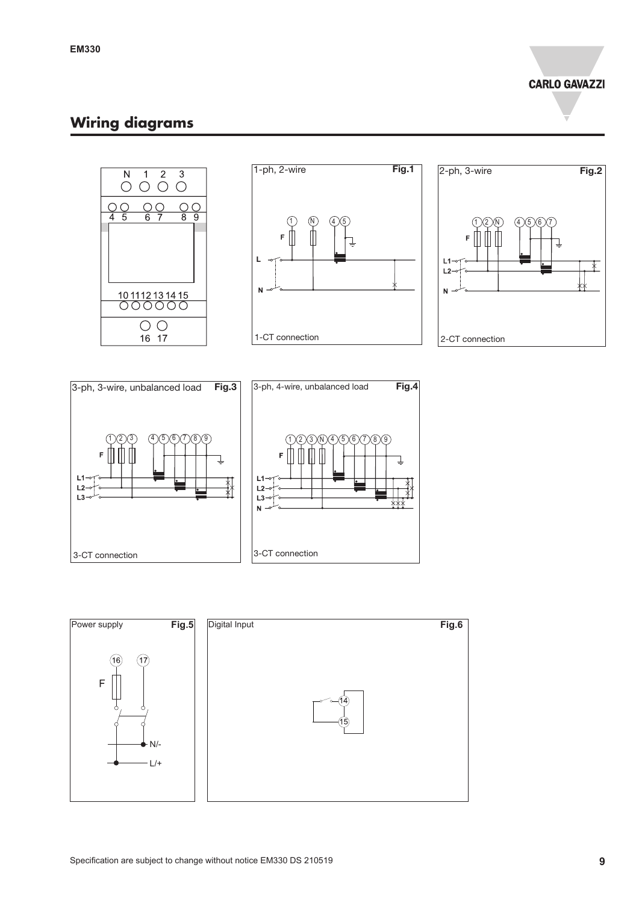## Wiring diagrams

N 1 2 3

4 5 6 7 8 9

10 11 12 13 14 15

16 17

**Fig.1** 1-ph, 2-wire

1-CT connection

**Fig.2** 2-ph, 3-wire

2-CT connection

**Fig.3** 3-ph, 3-wire, unbalanced load

3-CT connection

**Fig.4** 3-ph, 4-wire, unbalanced load

3-CT connection

**Fig.5** Power supply

**Fig.6** Digital Input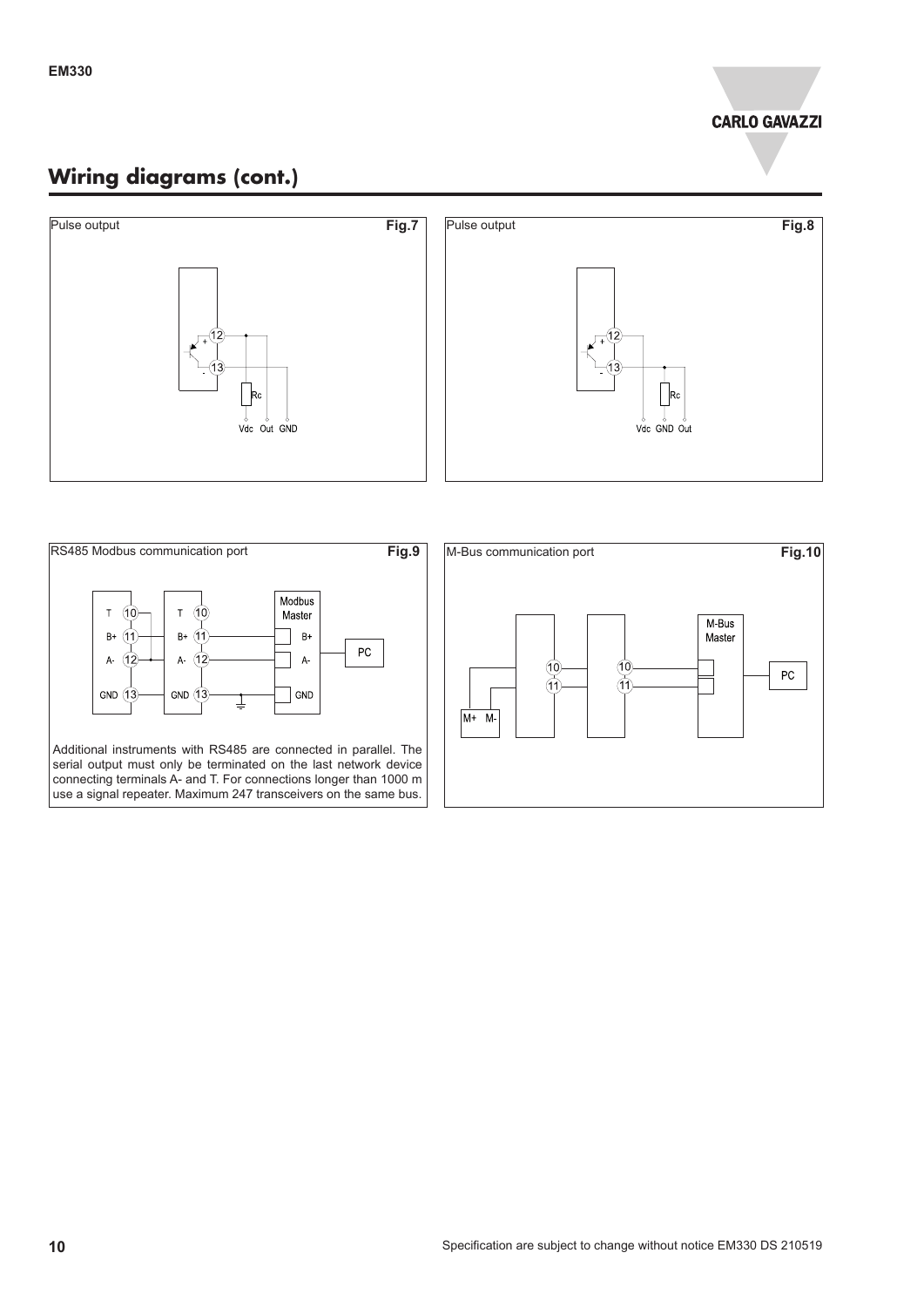## Wiring diagrams (cont.)

Pulse output **Fig.7**

12 + 
13 -
Rc
Vdc Out GND

Pulse output **Fig.8**

12 +
13 -
Rc
Vdc GND Out

RS485 Modbus communication port **Fig.9**

T 10, B+ 11, A- 12, GND 13 — T 10, B+ 11, A- 12, GND 13 — Modbus Master (B+, A-, GND) — PC

Additional instruments with RS485 are connected in parallel. The serial output must only be terminated on the last network device connecting terminals A- and T. For connections longer than 1000 m use a signal repeater. Maximum 247 transceivers on the same bus.

M-Bus communication port **Fig.10**

M+ M- — 10, 11 — 10, 11 — M-Bus Master — PC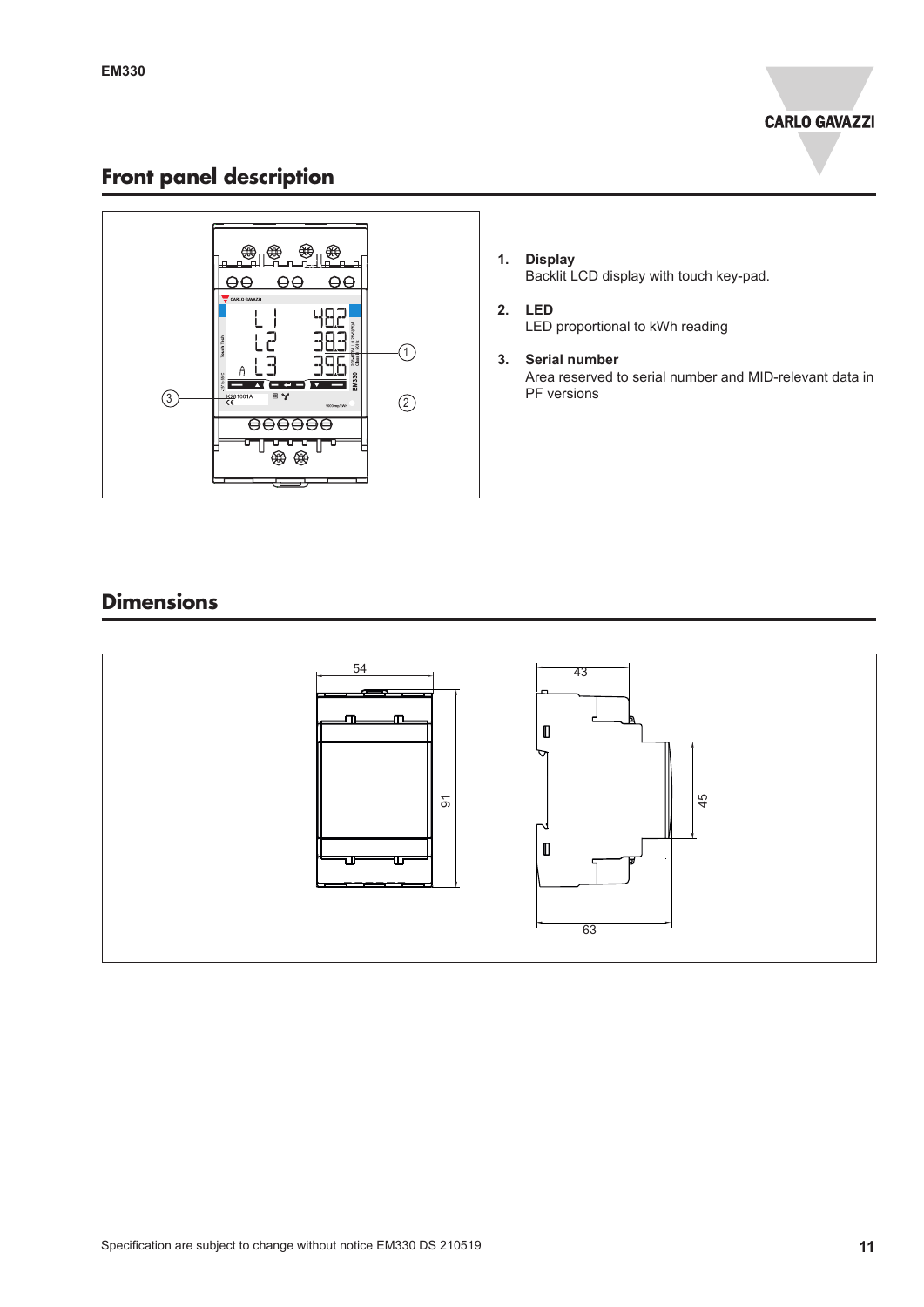## Front panel description

1. **Display**
   Backlit LCD display with touch key-pad.
2. **LED**
   LED proportional to kWh reading
3. **Serial number**
   Area reserved to serial number and MID-relevant data in PF versions

## Dimensions

54

91

43

45

63

Specification are subject to change without notice EM330 DS 210519